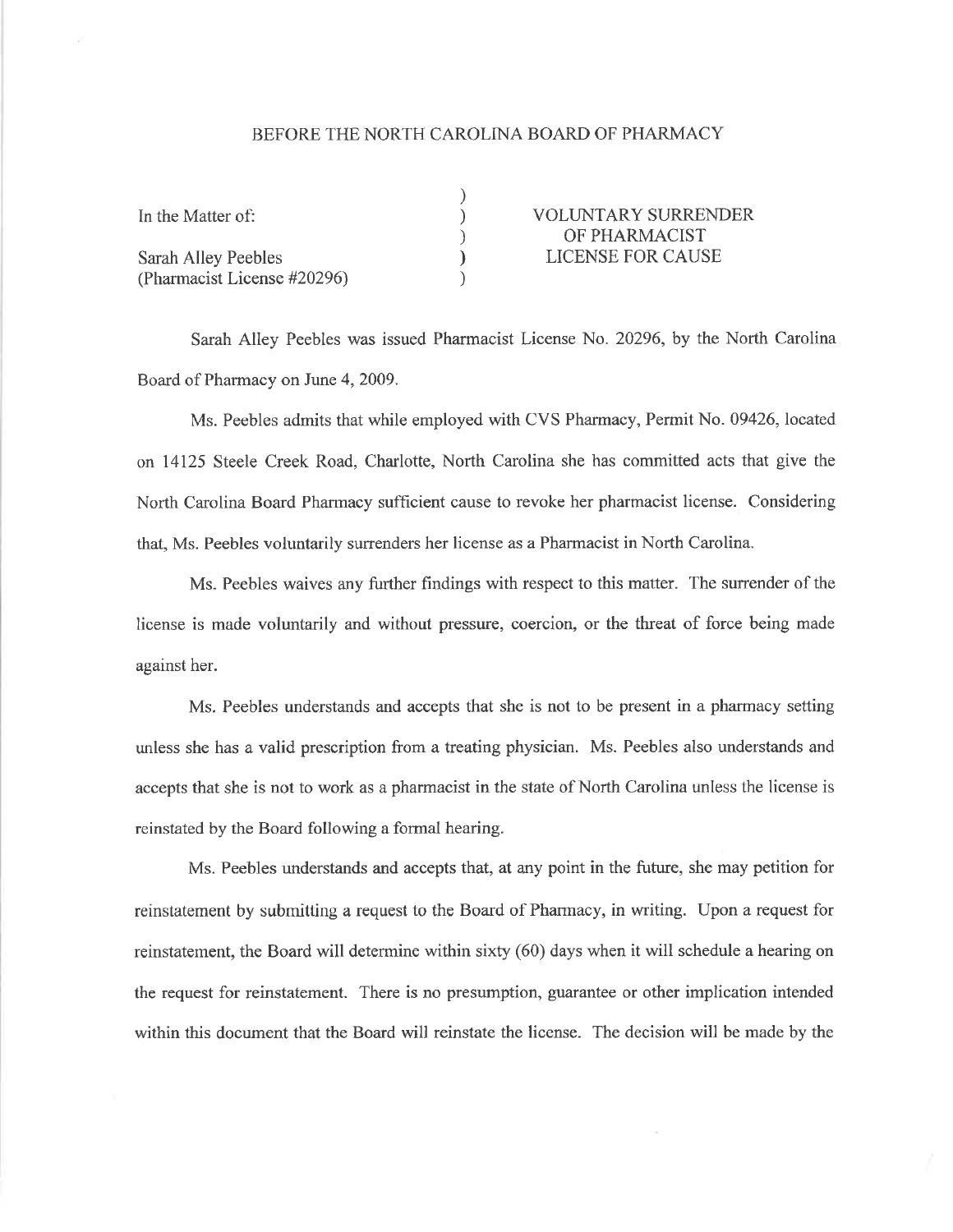BEFORE THE NORTH CAROLINA BOARD OF PHARMACY

| | | |
|---|---|---|
| In the Matter of: | ) | VOLUNTARY SURRENDER |
| | ) | OF PHARMACIST |
| Sarah Alley Peebles | ) | LICENSE FOR CAUSE |
| (Pharmacist License #20296) | ) | |

Sarah Alley Peebles was issued Pharmacist License No. 20296, by the North Carolina Board of Pharmacy on June 4, 2009.

Ms. Peebles admits that while employed with CVS Pharmacy, Permit No. 09426, located on 14125 Steele Creek Road, Charlotte, North Carolina she has committed acts that give the North Carolina Board Pharmacy sufficient cause to revoke her pharmacist license. Considering that, Ms. Peebles voluntarily surrenders her license as a Pharmacist in North Carolina.

Ms. Peebles waives any further findings with respect to this matter. The surrender of the license is made voluntarily and without pressure, coercion, or the threat of force being made against her.

Ms. Peebles understands and accepts that she is not to be present in a pharmacy setting unless she has a valid prescription from a treating physician. Ms. Peebles also understands and accepts that she is not to work as a pharmacist in the state of North Carolina unless the license is reinstated by the Board following a formal hearing.

Ms. Peebles understands and accepts that, at any point in the future, she may petition for reinstatement by submitting a request to the Board of Pharmacy, in writing. Upon a request for reinstatement, the Board will determine within sixty (60) days when it will schedule a hearing on the request for reinstatement. There is no presumption, guarantee or other implication intended within this document that the Board will reinstate the license. The decision will be made by the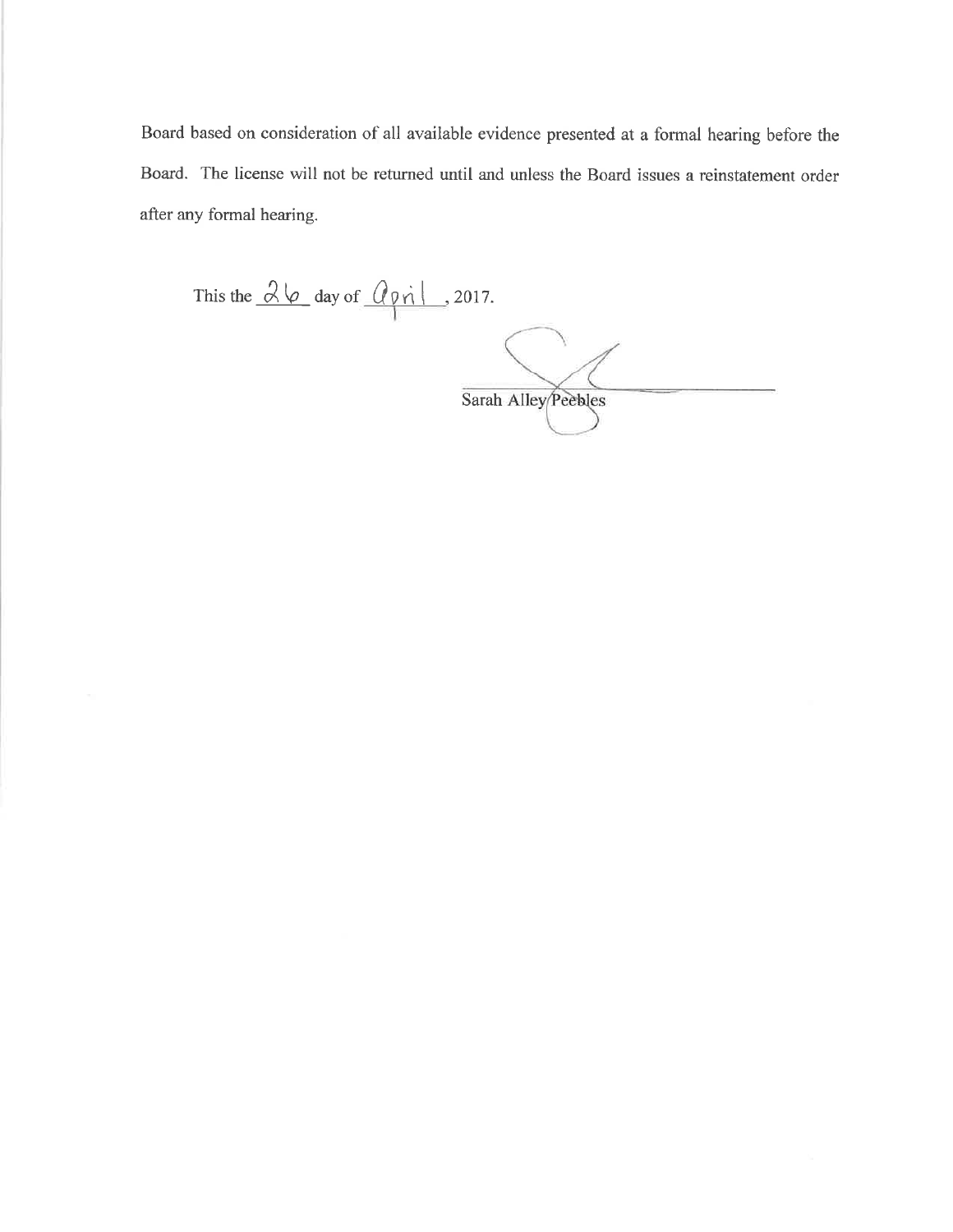Board based on consideration of all available evidence presented at a formal hearing before the Board. The license will not be returned until and unless the Board issues a reinstatement order after any formal hearing.

This the 26 day of April, 2017.

Sarah Alley Peebles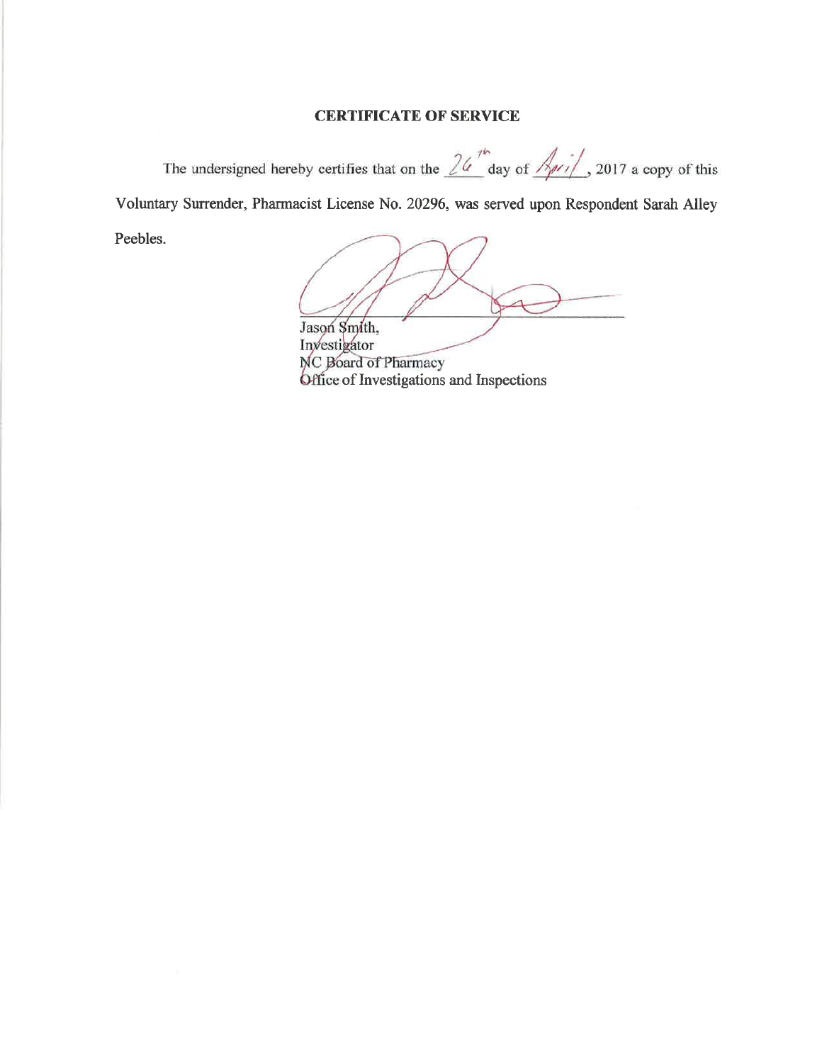**CERTIFICATE OF SERVICE**

The undersigned hereby certifies that on the 26th day of April, 2017 a copy of this Voluntary Surrender, Pharmacist License No. 20296, was served upon Respondent Sarah Alley Peebles.

Jason Smith,
Investigator
NC Board of Pharmacy
Office of Investigations and Inspections